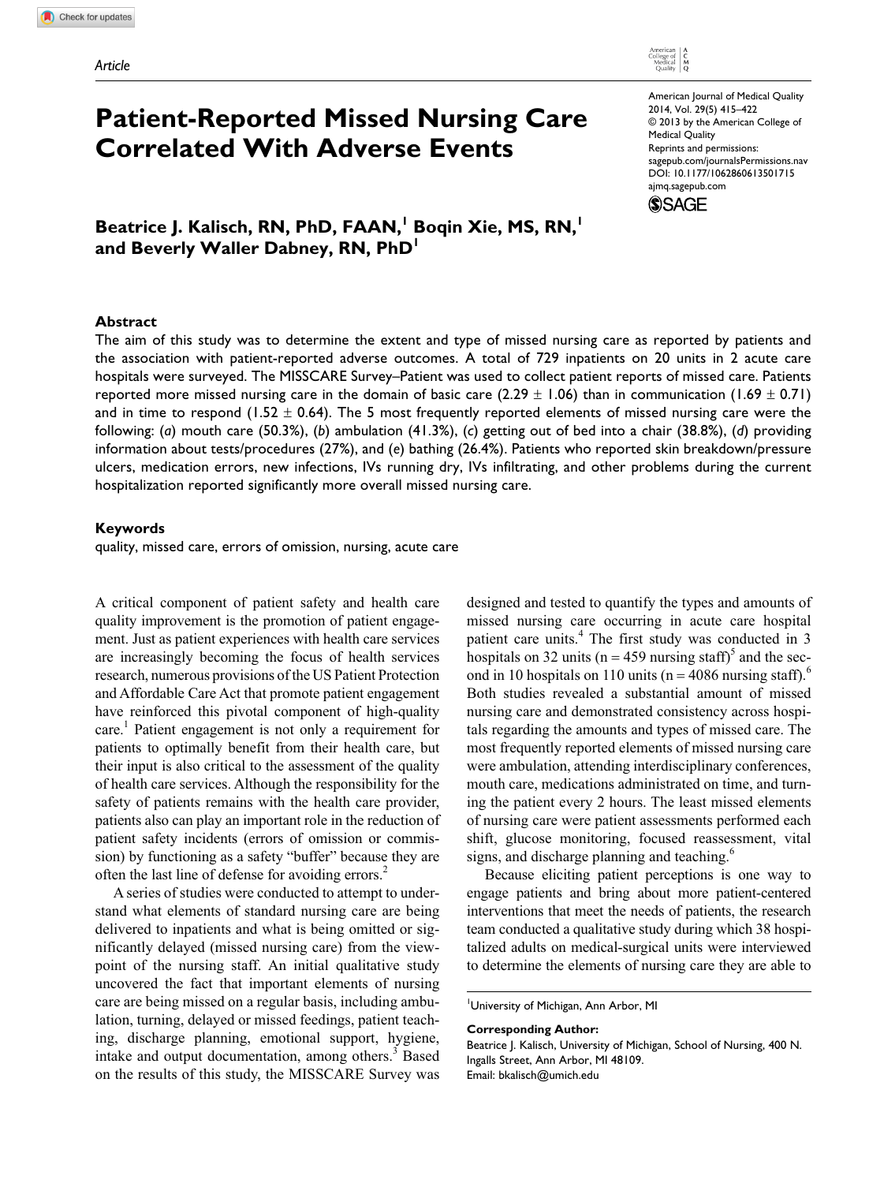Article

# Patient-Reported Missed Nursing Care Correlated With Adverse Events

American Journal of Medical Quality
2014, Vol. 29(5) 415–422
© 2013 by the American College of Medical Quality
Reprints and permissions: sagepub.com/journalsPermissions.nav
DOI: 10.1177/1062860613501715
ajmq.sagepub.com

**Beatrice J. Kalisch, RN, PhD, FAAN,[1] Boqin Xie, MS, RN,[1] and Beverly Waller Dabney, RN, PhD[1]**

## Abstract

The aim of this study was to determine the extent and type of missed nursing care as reported by patients and the association with patient-reported adverse outcomes. A total of 729 inpatients on 20 units in 2 acute care hospitals were surveyed. The MISSCARE Survey–Patient was used to collect patient reports of missed care. Patients reported more missed nursing care in the domain of basic care (2.29 ± 1.06) than in communication (1.69 ± 0.71) and in time to respond (1.52 ± 0.64). The 5 most frequently reported elements of missed nursing care were the following: (*a*) mouth care (50.3%), (*b*) ambulation (41.3%), (*c*) getting out of bed into a chair (38.8%), (*d*) providing information about tests/procedures (27%), and (*e*) bathing (26.4%). Patients who reported skin breakdown/pressure ulcers, medication errors, new infections, IVs running dry, IVs infiltrating, and other problems during the current hospitalization reported significantly more overall missed nursing care.

## Keywords

quality, missed care, errors of omission, nursing, acute care

A critical component of patient safety and health care quality improvement is the promotion of patient engagement. Just as patient experiences with health care services are increasingly becoming the focus of health services research, numerous provisions of the US Patient Protection and Affordable Care Act that promote patient engagement have reinforced this pivotal component of high-quality care.[1] Patient engagement is not only a requirement for patients to optimally benefit from their health care, but their input is also critical to the assessment of the quality of health care services. Although the responsibility for the safety of patients remains with the health care provider, patients also can play an important role in the reduction of patient safety incidents (errors of omission or commission) by functioning as a safety "buffer" because they are often the last line of defense for avoiding errors.[2]

A series of studies were conducted to attempt to understand what elements of standard nursing care are being delivered to inpatients and what is being omitted or significantly delayed (missed nursing care) from the viewpoint of the nursing staff. An initial qualitative study uncovered the fact that important elements of nursing care are being missed on a regular basis, including ambulation, turning, delayed or missed feedings, patient teaching, discharge planning, emotional support, hygiene, intake and output documentation, among others.[3] Based on the results of this study, the MISSCARE Survey was designed and tested to quantify the types and amounts of missed nursing care occurring in acute care hospital patient care units.[4] The first study was conducted in 3 hospitals on 32 units (n = 459 nursing staff)[5] and the second in 10 hospitals on 110 units (n = 4086 nursing staff).[6] Both studies revealed a substantial amount of missed nursing care and demonstrated consistency across hospitals regarding the amounts and types of missed care. The most frequently reported elements of missed nursing care were ambulation, attending interdisciplinary conferences, mouth care, medications administrated on time, and turning the patient every 2 hours. The least missed elements of nursing care were patient assessments performed each shift, glucose monitoring, focused reassessment, vital signs, and discharge planning and teaching.[6]

Because eliciting patient perceptions is one way to engage patients and bring about more patient-centered interventions that meet the needs of patients, the research team conducted a qualitative study during which 38 hospitalized adults on medical-surgical units were interviewed to determine the elements of nursing care they are able to

[1]University of Michigan, Ann Arbor, MI

**Corresponding Author:**
Beatrice J. Kalisch, University of Michigan, School of Nursing, 400 N. Ingalls Street, Ann Arbor, MI 48109.
Email: bkalisch@umich.edu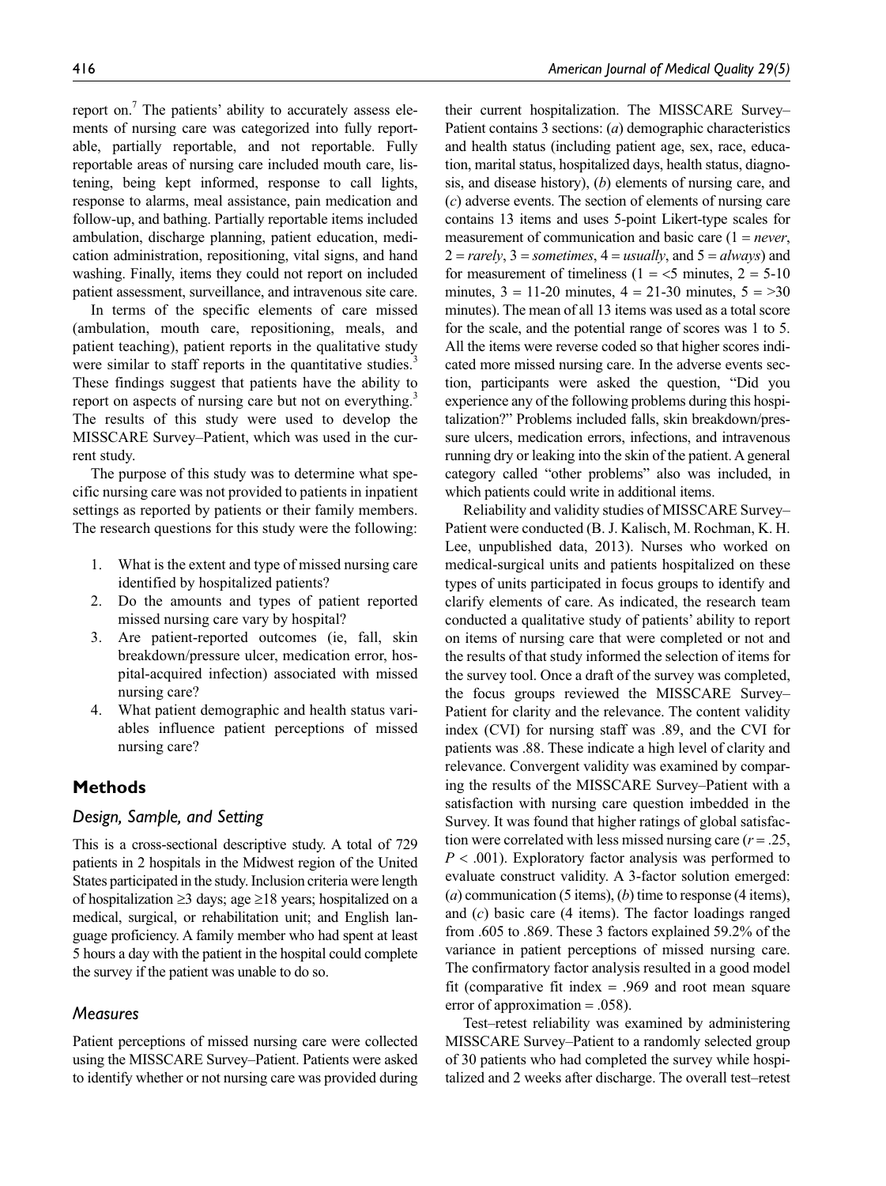report on.[7] The patients' ability to accurately assess elements of nursing care was categorized into fully reportable, partially reportable, and not reportable. Fully reportable areas of nursing care included mouth care, listening, being kept informed, response to call lights, response to alarms, meal assistance, pain medication and follow-up, and bathing. Partially reportable items included ambulation, discharge planning, patient education, medication administration, repositioning, vital signs, and hand washing. Finally, items they could not report on included patient assessment, surveillance, and intravenous site care.

In terms of the specific elements of care missed (ambulation, mouth care, repositioning, meals, and patient teaching), patient reports in the qualitative study were similar to staff reports in the quantitative studies.[3] These findings suggest that patients have the ability to report on aspects of nursing care but not on everything.[3] The results of this study were used to develop the MISSCARE Survey–Patient, which was used in the current study.

The purpose of this study was to determine what specific nursing care was not provided to patients in inpatient settings as reported by patients or their family members. The research questions for this study were the following:

1. What is the extent and type of missed nursing care identified by hospitalized patients?
2. Do the amounts and types of patient reported missed nursing care vary by hospital?
3. Are patient-reported outcomes (ie, fall, skin breakdown/pressure ulcer, medication error, hospital-acquired infection) associated with missed nursing care?
4. What patient demographic and health status variables influence patient perceptions of missed nursing care?

## Methods

### *Design, Sample, and Setting*

This is a cross-sectional descriptive study. A total of 729 patients in 2 hospitals in the Midwest region of the United States participated in the study. Inclusion criteria were length of hospitalization ≥3 days; age ≥18 years; hospitalized on a medical, surgical, or rehabilitation unit; and English language proficiency. A family member who had spent at least 5 hours a day with the patient in the hospital could complete the survey if the patient was unable to do so.

### *Measures*

Patient perceptions of missed nursing care were collected using the MISSCARE Survey–Patient. Patients were asked to identify whether or not nursing care was provided during their current hospitalization. The MISSCARE Survey–Patient contains 3 sections: (*a*) demographic characteristics and health status (including patient age, sex, race, education, marital status, hospitalized days, health status, diagnosis, and disease history), (*b*) elements of nursing care, and (*c*) adverse events. The section of elements of nursing care contains 13 items and uses 5-point Likert-type scales for measurement of communication and basic care (1 = *never*, 2 = *rarely*, 3 = *sometimes*, 4 = *usually*, and 5 = *always*) and for measurement of timeliness (1 = <5 minutes, 2 = 5-10 minutes, 3 = 11-20 minutes, 4 = 21-30 minutes, 5 = >30 minutes). The mean of all 13 items was used as a total score for the scale, and the potential range of scores was 1 to 5. All the items were reverse coded so that higher scores indicated more missed nursing care. In the adverse events section, participants were asked the question, "Did you experience any of the following problems during this hospitalization?" Problems included falls, skin breakdown/pressure ulcers, medication errors, infections, and intravenous running dry or leaking into the skin of the patient. A general category called "other problems" also was included, in which patients could write in additional items.

Reliability and validity studies of MISSCARE Survey–Patient were conducted (B. J. Kalisch, M. Rochman, K. H. Lee, unpublished data, 2013). Nurses who worked on medical-surgical units and patients hospitalized on these types of units participated in focus groups to identify and clarify elements of care. As indicated, the research team conducted a qualitative study of patients' ability to report on items of nursing care that were completed or not and the results of that study informed the selection of items for the survey tool. Once a draft of the survey was completed, the focus groups reviewed the MISSCARE Survey–Patient for clarity and the relevance. The content validity index (CVI) for nursing staff was .89, and the CVI for patients was .88. These indicate a high level of clarity and relevance. Convergent validity was examined by comparing the results of the MISSCARE Survey–Patient with a satisfaction with nursing care question imbedded in the Survey. It was found that higher ratings of global satisfaction were correlated with less missed nursing care ($r = .25$, $P < .001$). Exploratory factor analysis was performed to evaluate construct validity. A 3-factor solution emerged: (*a*) communication (5 items), (*b*) time to response (4 items), and (*c*) basic care (4 items). The factor loadings ranged from .605 to .869. These 3 factors explained 59.2% of the variance in patient perceptions of missed nursing care. The confirmatory factor analysis resulted in a good model fit (comparative fit index = .969 and root mean square error of approximation = .058).

Test–retest reliability was examined by administering MISSCARE Survey–Patient to a randomly selected group of 30 patients who had completed the survey while hospitalized and 2 weeks after discharge. The overall test–retest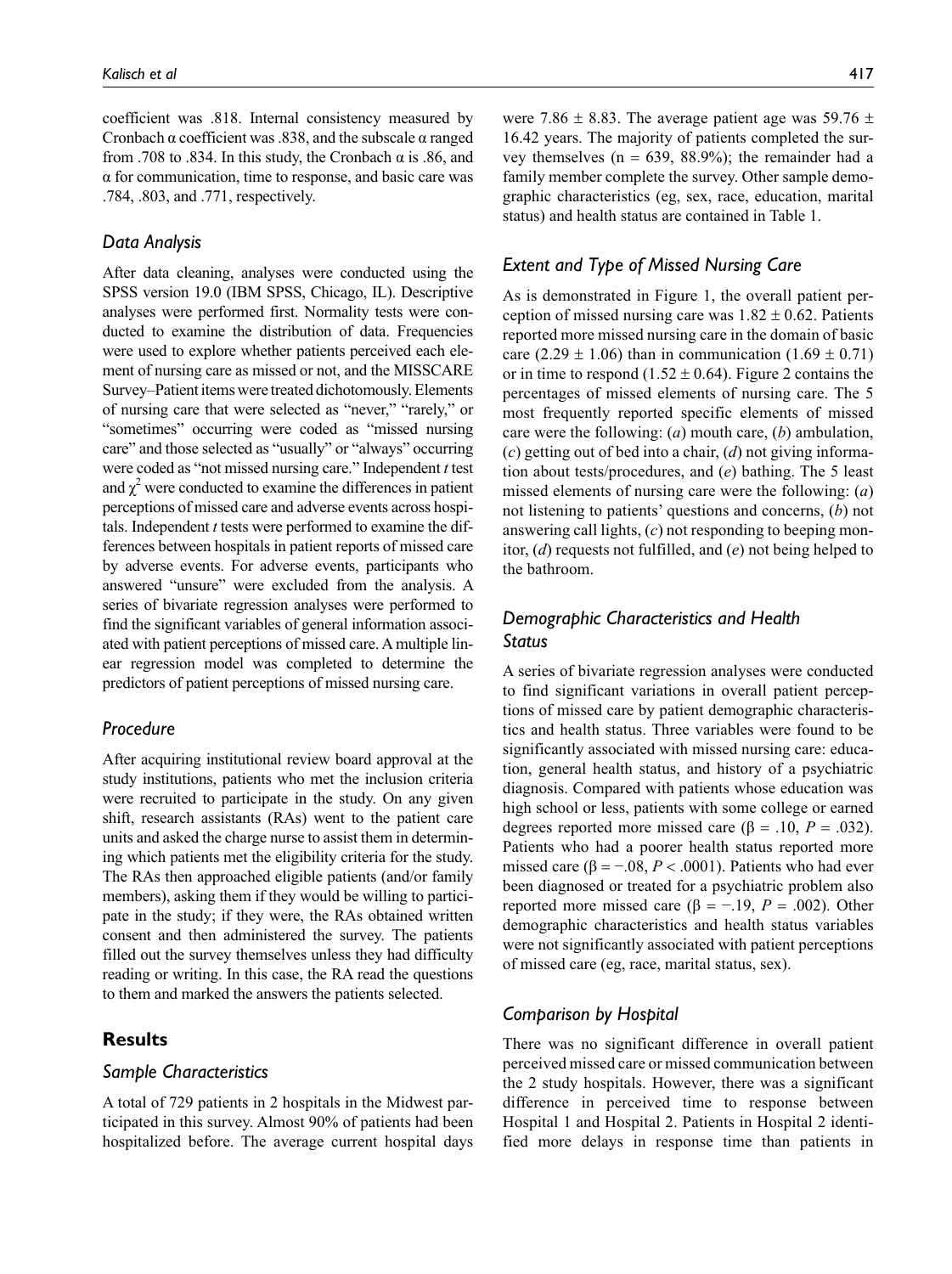coefficient was .818. Internal consistency measured by Cronbach α coefficient was .838, and the subscale α ranged from .708 to .834. In this study, the Cronbach α is .86, and α for communication, time to response, and basic care was .784, .803, and .771, respectively.

### *Data Analysis*

After data cleaning, analyses were conducted using the SPSS version 19.0 (IBM SPSS, Chicago, IL). Descriptive analyses were performed first. Normality tests were conducted to examine the distribution of data. Frequencies were used to explore whether patients perceived each element of nursing care as missed or not, and the MISSCARE Survey–Patient items were treated dichotomously. Elements of nursing care that were selected as "never," "rarely," or "sometimes" occurring were coded as "missed nursing care" and those selected as "usually" or "always" occurring were coded as "not missed nursing care." Independent *t* test and $\chi^2$ were conducted to examine the differences in patient perceptions of missed care and adverse events across hospitals. Independent *t* tests were performed to examine the differences between hospitals in patient reports of missed care by adverse events. For adverse events, participants who answered "unsure" were excluded from the analysis. A series of bivariate regression analyses were performed to find the significant variables of general information associated with patient perceptions of missed care. A multiple linear regression model was completed to determine the predictors of patient perceptions of missed nursing care.

### *Procedure*

After acquiring institutional review board approval at the study institutions, patients who met the inclusion criteria were recruited to participate in the study. On any given shift, research assistants (RAs) went to the patient care units and asked the charge nurse to assist them in determining which patients met the eligibility criteria for the study. The RAs then approached eligible patients (and/or family members), asking them if they would be willing to participate in the study; if they were, the RAs obtained written consent and then administered the survey. The patients filled out the survey themselves unless they had difficulty reading or writing. In this case, the RA read the questions to them and marked the answers the patients selected.

## Results

### *Sample Characteristics*

A total of 729 patients in 2 hospitals in the Midwest participated in this survey. Almost 90% of patients had been hospitalized before. The average current hospital days were 7.86 ± 8.83. The average patient age was 59.76 ± 16.42 years. The majority of patients completed the survey themselves (n = 639, 88.9%); the remainder had a family member complete the survey. Other sample demographic characteristics (eg, sex, race, education, marital status) and health status are contained in Table 1.

### *Extent and Type of Missed Nursing Care*

As is demonstrated in Figure 1, the overall patient perception of missed nursing care was 1.82 ± 0.62. Patients reported more missed nursing care in the domain of basic care (2.29 ± 1.06) than in communication (1.69 ± 0.71) or in time to respond (1.52 ± 0.64). Figure 2 contains the percentages of missed elements of nursing care. The 5 most frequently reported specific elements of missed care were the following: (*a*) mouth care, (*b*) ambulation, (*c*) getting out of bed into a chair, (*d*) not giving information about tests/procedures, and (*e*) bathing. The 5 least missed elements of nursing care were the following: (*a*) not listening to patients' questions and concerns, (*b*) not answering call lights, (*c*) not responding to beeping monitor, (*d*) requests not fulfilled, and (*e*) not being helped to the bathroom.

### *Demographic Characteristics and Health Status*

A series of bivariate regression analyses were conducted to find significant variations in overall patient perceptions of missed care by patient demographic characteristics and health status. Three variables were found to be significantly associated with missed nursing care: education, general health status, and history of a psychiatric diagnosis. Compared with patients whose education was high school or less, patients with some college or earned degrees reported more missed care ($\beta = .10$, $P = .032$). Patients who had a poorer health status reported more missed care ($\beta = -.08$, $P < .0001$). Patients who had ever been diagnosed or treated for a psychiatric problem also reported more missed care ($\beta = -.19$, $P = .002$). Other demographic characteristics and health status variables were not significantly associated with patient perceptions of missed care (eg, race, marital status, sex).

### *Comparison by Hospital*

There was no significant difference in overall patient perceived missed care or missed communication between the 2 study hospitals. However, there was a significant difference in perceived time to response between Hospital 1 and Hospital 2. Patients in Hospital 2 identified more delays in response time than patients in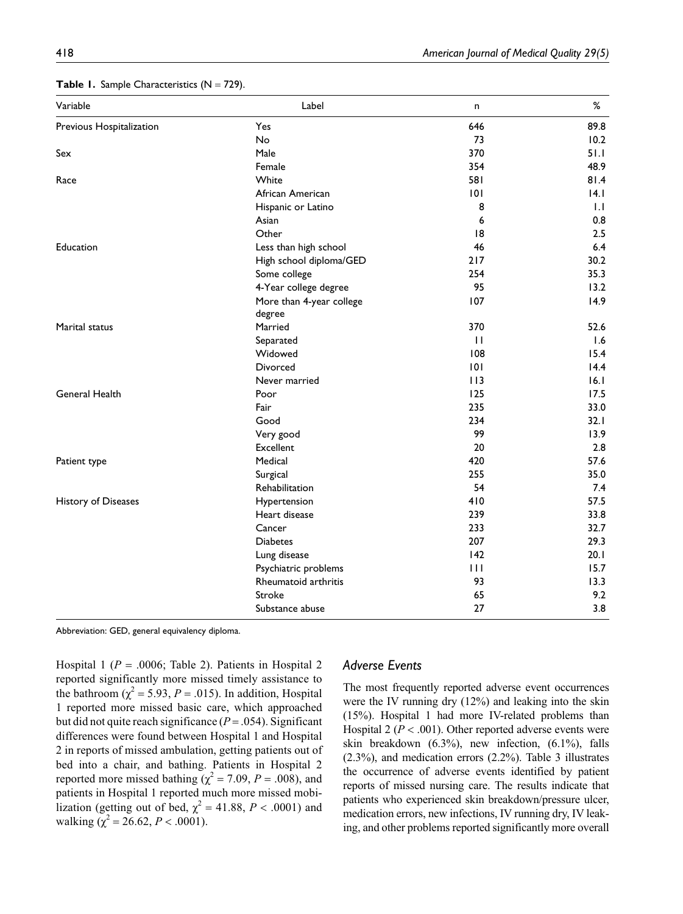**Table 1.** Sample Characteristics (N = 729).

| Variable | Label | n | % |
|---|---|---|---|
| Previous Hospitalization | Yes | 646 | 89.8 |
| | No | 73 | 10.2 |
| Sex | Male | 370 | 51.1 |
| | Female | 354 | 48.9 |
| Race | White | 581 | 81.4 |
| | African American | 101 | 14.1 |
| | Hispanic or Latino | 8 | 1.1 |
| | Asian | 6 | 0.8 |
| | Other | 18 | 2.5 |
| Education | Less than high school | 46 | 6.4 |
| | High school diploma/GED | 217 | 30.2 |
| | Some college | 254 | 35.3 |
| | 4-Year college degree | 95 | 13.2 |
| | More than 4-year college degree | 107 | 14.9 |
| Marital status | Married | 370 | 52.6 |
| | Separated | 11 | 1.6 |
| | Widowed | 108 | 15.4 |
| | Divorced | 101 | 14.4 |
| | Never married | 113 | 16.1 |
| General Health | Poor | 125 | 17.5 |
| | Fair | 235 | 33.0 |
| | Good | 234 | 32.1 |
| | Very good | 99 | 13.9 |
| | Excellent | 20 | 2.8 |
| Patient type | Medical | 420 | 57.6 |
| | Surgical | 255 | 35.0 |
| | Rehabilitation | 54 | 7.4 |
| History of Diseases | Hypertension | 410 | 57.5 |
| | Heart disease | 239 | 33.8 |
| | Cancer | 233 | 32.7 |
| | Diabetes | 207 | 29.3 |
| | Lung disease | 142 | 20.1 |
| | Psychiatric problems | 111 | 15.7 |
| | Rheumatoid arthritis | 93 | 13.3 |
| | Stroke | 65 | 9.2 |
| | Substance abuse | 27 | 3.8 |

Abbreviation: GED, general equivalency diploma.

Hospital 1 ($P$ = .0006; Table 2). Patients in Hospital 2 reported significantly more missed timely assistance to the bathroom ($\chi^2 = 5.93$, $P = .015$). In addition, Hospital 1 reported more missed basic care, which approached but did not quite reach significance ($P = .054$). Significant differences were found between Hospital 1 and Hospital 2 in reports of missed ambulation, getting patients out of bed into a chair, and bathing. Patients in Hospital 2 reported more missed bathing ($\chi^2 = 7.09$, $P = .008$), and patients in Hospital 1 reported much more missed mobilization (getting out of bed, $\chi^2 = 41.88$, $P < .0001$) and walking ($\chi^2 = 26.62$, $P < .0001$).

## *Adverse Events*

The most frequently reported adverse event occurrences were the IV running dry (12%) and leaking into the skin (15%). Hospital 1 had more IV-related problems than Hospital 2 ($P < .001$). Other reported adverse events were skin breakdown (6.3%), new infection, (6.1%), falls (2.3%), and medication errors (2.2%). Table 3 illustrates the occurrence of adverse events identified by patient reports of missed nursing care. The results indicate that patients who experienced skin breakdown/pressure ulcer, medication errors, new infections, IV running dry, IV leaking, and other problems reported significantly more overall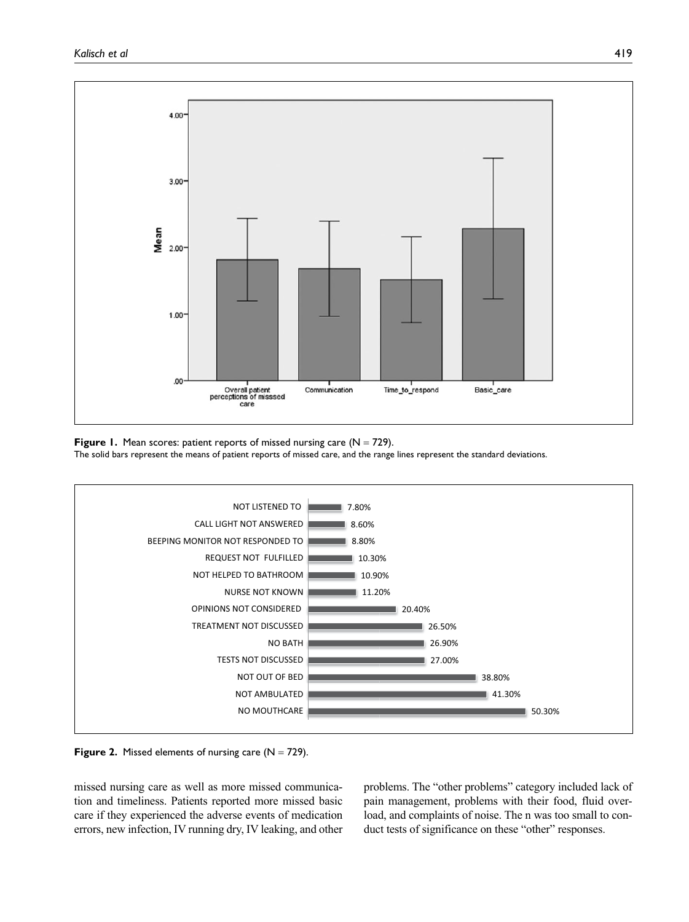**Figure 1.** Mean scores: patient reports of missed nursing care (N = 729).
The solid bars represent the means of patient reports of missed care, and the range lines represent the standard deviations.

**Figure 2.** Missed elements of nursing care (N = 729).

missed nursing care as well as more missed communication and timeliness. Patients reported more missed basic care if they experienced the adverse events of medication errors, new infection, IV running dry, IV leaking, and other problems. The "other problems" category included lack of pain management, problems with their food, fluid overload, and complaints of noise. The n was too small to conduct tests of significance on these "other" responses.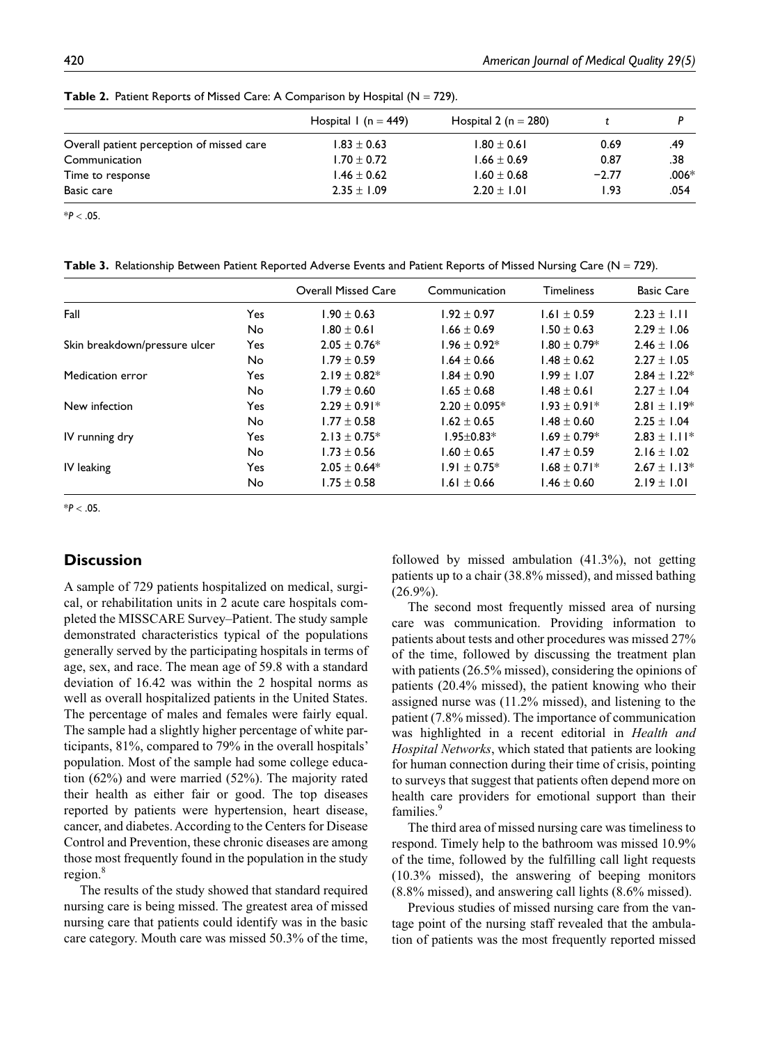**Table 2.** Patient Reports of Missed Care: A Comparison by Hospital (N = 729).

| | Hospital 1 (n = 449) | Hospital 2 (n = 280) | *t* | *P* |
|---|---|---|---|---|
| Overall patient perception of missed care | 1.83 ± 0.63 | 1.80 ± 0.61 | 0.69 | .49 |
| Communication | 1.70 ± 0.72 | 1.66 ± 0.69 | 0.87 | .38 |
| Time to response | 1.46 ± 0.62 | 1.60 ± 0.68 | −2.77 | .006* |
| Basic care | 2.35 ± 1.09 | 2.20 ± 1.01 | 1.93 | .054 |

*$P < .05$.

**Table 3.** Relationship Between Patient Reported Adverse Events and Patient Reports of Missed Nursing Care (N = 729).

| | | Overall Missed Care | Communication | Timeliness | Basic Care |
|---|---|---|---|---|---|
| Fall | Yes | 1.90 ± 0.63 | 1.92 ± 0.97 | 1.61 ± 0.59 | 2.23 ± 1.11 |
| | No | 1.80 ± 0.61 | 1.66 ± 0.69 | 1.50 ± 0.63 | 2.29 ± 1.06 |
| Skin breakdown/pressure ulcer | Yes | 2.05 ± 0.76* | 1.96 ± 0.92* | 1.80 ± 0.79* | 2.46 ± 1.06 |
| | No | 1.79 ± 0.59 | 1.64 ± 0.66 | 1.48 ± 0.62 | 2.27 ± 1.05 |
| Medication error | Yes | 2.19 ± 0.82* | 1.84 ± 0.90 | 1.99 ± 1.07 | 2.84 ± 1.22* |
| | No | 1.79 ± 0.60 | 1.65 ± 0.68 | 1.48 ± 0.61 | 2.27 ± 1.04 |
| New infection | Yes | 2.29 ± 0.91* | 2.20 ± 0.095* | 1.93 ± 0.91* | 2.81 ± 1.19* |
| | No | 1.77 ± 0.58 | 1.62 ± 0.65 | 1.48 ± 0.60 | 2.25 ± 1.04 |
| IV running dry | Yes | 2.13 ± 0.75* | 1.95±0.83* | 1.69 ± 0.79* | 2.83 ± 1.11* |
| | No | 1.73 ± 0.56 | 1.60 ± 0.65 | 1.47 ± 0.59 | 2.16 ± 1.02 |
| IV leaking | Yes | 2.05 ± 0.64* | 1.91 ± 0.75* | 1.68 ± 0.71* | 2.67 ± 1.13* |
| | No | 1.75 ± 0.58 | 1.61 ± 0.66 | 1.46 ± 0.60 | 2.19 ± 1.01 |

*$P < .05$.

## Discussion

A sample of 729 patients hospitalized on medical, surgical, or rehabilitation units in 2 acute care hospitals completed the MISSCARE Survey–Patient. The study sample demonstrated characteristics typical of the populations generally served by the participating hospitals in terms of age, sex, and race. The mean age of 59.8 with a standard deviation of 16.42 was within the 2 hospital norms as well as overall hospitalized patients in the United States. The percentage of males and females were fairly equal. The sample had a slightly higher percentage of white participants, 81%, compared to 79% in the overall hospitals' population. Most of the sample had some college education (62%) and were married (52%). The majority rated their health as either fair or good. The top diseases reported by patients were hypertension, heart disease, cancer, and diabetes. According to the Centers for Disease Control and Prevention, these chronic diseases are among those most frequently found in the population in the study region.[8]

The results of the study showed that standard required nursing care is being missed. The greatest area of missed nursing care that patients could identify was in the basic care category. Mouth care was missed 50.3% of the time, followed by missed ambulation (41.3%), not getting patients up to a chair (38.8% missed), and missed bathing (26.9%).

The second most frequently missed area of nursing care was communication. Providing information to patients about tests and other procedures was missed 27% of the time, followed by discussing the treatment plan with patients (26.5% missed), considering the opinions of patients (20.4% missed), the patient knowing who their assigned nurse was (11.2% missed), and listening to the patient (7.8% missed). The importance of communication was highlighted in a recent editorial in *Health and Hospital Networks*, which stated that patients are looking for human connection during their time of crisis, pointing to surveys that suggest that patients often depend more on health care providers for emotional support than their families.[9]

The third area of missed nursing care was timeliness to respond. Timely help to the bathroom was missed 10.9% of the time, followed by the fulfilling call light requests (10.3% missed), the answering of beeping monitors (8.8% missed), and answering call lights (8.6% missed).

Previous studies of missed nursing care from the vantage point of the nursing staff revealed that the ambulation of patients was the most frequently reported missed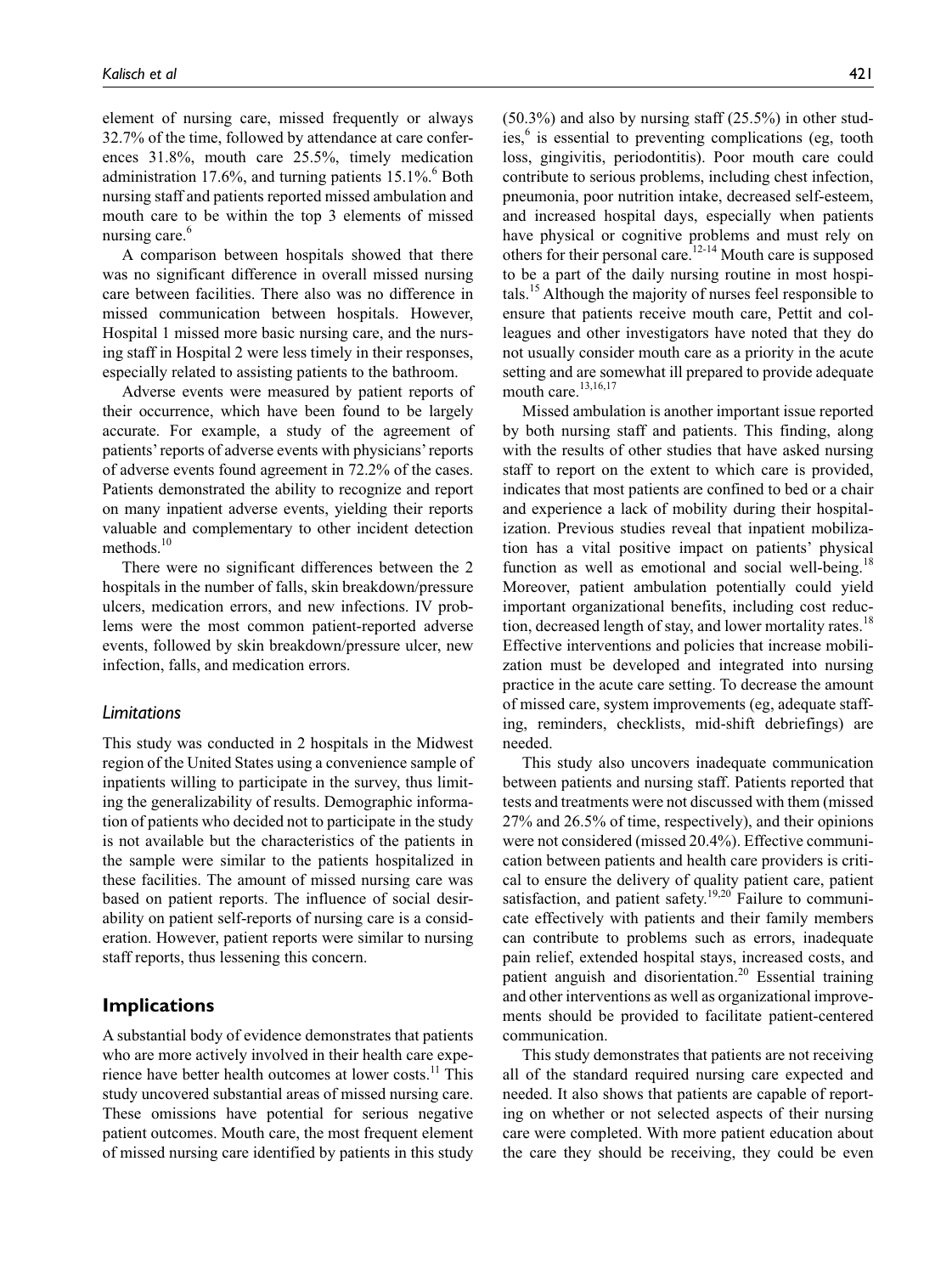element of nursing care, missed frequently or always 32.7% of the time, followed by attendance at care conferences 31.8%, mouth care 25.5%, timely medication administration 17.6%, and turning patients 15.1%.[6] Both nursing staff and patients reported missed ambulation and mouth care to be within the top 3 elements of missed nursing care.[6]

A comparison between hospitals showed that there was no significant difference in overall missed nursing care between facilities. There also was no difference in missed communication between hospitals. However, Hospital 1 missed more basic nursing care, and the nursing staff in Hospital 2 were less timely in their responses, especially related to assisting patients to the bathroom.

Adverse events were measured by patient reports of their occurrence, which have been found to be largely accurate. For example, a study of the agreement of patients' reports of adverse events with physicians' reports of adverse events found agreement in 72.2% of the cases. Patients demonstrated the ability to recognize and report on many inpatient adverse events, yielding their reports valuable and complementary to other incident detection methods.[10]

There were no significant differences between the 2 hospitals in the number of falls, skin breakdown/pressure ulcers, medication errors, and new infections. IV problems were the most common patient-reported adverse events, followed by skin breakdown/pressure ulcer, new infection, falls, and medication errors.

### *Limitations*

This study was conducted in 2 hospitals in the Midwest region of the United States using a convenience sample of inpatients willing to participate in the survey, thus limiting the generalizability of results. Demographic information of patients who decided not to participate in the study is not available but the characteristics of the patients in the sample were similar to the patients hospitalized in these facilities. The amount of missed nursing care was based on patient reports. The influence of social desirability on patient self-reports of nursing care is a consideration. However, patient reports were similar to nursing staff reports, thus lessening this concern.

## Implications

A substantial body of evidence demonstrates that patients who are more actively involved in their health care experience have better health outcomes at lower costs.[11] This study uncovered substantial areas of missed nursing care. These omissions have potential for serious negative patient outcomes. Mouth care, the most frequent element of missed nursing care identified by patients in this study (50.3%) and also by nursing staff (25.5%) in other studies,[6] is essential to preventing complications (eg, tooth loss, gingivitis, periodontitis). Poor mouth care could contribute to serious problems, including chest infection, pneumonia, poor nutrition intake, decreased self-esteem, and increased hospital days, especially when patients have physical or cognitive problems and must rely on others for their personal care.[12-14] Mouth care is supposed to be a part of the daily nursing routine in most hospitals.[15] Although the majority of nurses feel responsible to ensure that patients receive mouth care, Pettit and colleagues and other investigators have noted that they do not usually consider mouth care as a priority in the acute setting and are somewhat ill prepared to provide adequate mouth care.[13,16,17]

Missed ambulation is another important issue reported by both nursing staff and patients. This finding, along with the results of other studies that have asked nursing staff to report on the extent to which care is provided, indicates that most patients are confined to bed or a chair and experience a lack of mobility during their hospitalization. Previous studies reveal that inpatient mobilization has a vital positive impact on patients' physical function as well as emotional and social well-being.[18] Moreover, patient ambulation potentially could yield important organizational benefits, including cost reduction, decreased length of stay, and lower mortality rates.[18] Effective interventions and policies that increase mobilization must be developed and integrated into nursing practice in the acute care setting. To decrease the amount of missed care, system improvements (eg, adequate staffing, reminders, checklists, mid-shift debriefings) are needed.

This study also uncovers inadequate communication between patients and nursing staff. Patients reported that tests and treatments were not discussed with them (missed 27% and 26.5% of time, respectively), and their opinions were not considered (missed 20.4%). Effective communication between patients and health care providers is critical to ensure the delivery of quality patient care, patient satisfaction, and patient safety.[19,20] Failure to communicate effectively with patients and their family members can contribute to problems such as errors, inadequate pain relief, extended hospital stays, increased costs, and patient anguish and disorientation.[20] Essential training and other interventions as well as organizational improvements should be provided to facilitate patient-centered communication.

This study demonstrates that patients are not receiving all of the standard required nursing care expected and needed. It also shows that patients are capable of reporting on whether or not selected aspects of their nursing care were completed. With more patient education about the care they should be receiving, they could be even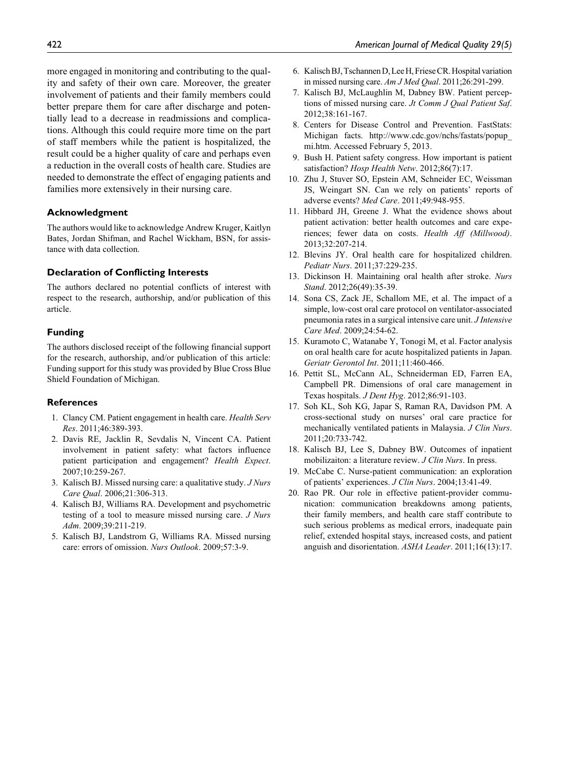more engaged in monitoring and contributing to the quality and safety of their own care. Moreover, the greater involvement of patients and their family members could better prepare them for care after discharge and potentially lead to a decrease in readmissions and complications. Although this could require more time on the part of staff members while the patient is hospitalized, the result could be a higher quality of care and perhaps even a reduction in the overall costs of health care. Studies are needed to demonstrate the effect of engaging patients and families more extensively in their nursing care.

### Acknowledgment

The authors would like to acknowledge Andrew Kruger, Kaitlyn Bates, Jordan Shifman, and Rachel Wickham, BSN, for assistance with data collection.

### Declaration of Conflicting Interests

The authors declared no potential conflicts of interest with respect to the research, authorship, and/or publication of this article.

### Funding

The authors disclosed receipt of the following financial support for the research, authorship, and/or publication of this article: Funding support for this study was provided by Blue Cross Blue Shield Foundation of Michigan.

### References

1. Clancy CM. Patient engagement in health care. *Health Serv Res*. 2011;46:389-393.
2. Davis RE, Jacklin R, Sevdalis N, Vincent CA. Patient involvement in patient safety: what factors influence patient participation and engagement? *Health Expect*. 2007;10:259-267.
3. Kalisch BJ. Missed nursing care: a qualitative study. *J Nurs Care Qual*. 2006;21:306-313.
4. Kalisch BJ, Williams RA. Development and psychometric testing of a tool to measure missed nursing care. *J Nurs Adm*. 2009;39:211-219.
5. Kalisch BJ, Landstrom G, Williams RA. Missed nursing care: errors of omission. *Nurs Outlook*. 2009;57:3-9.
6. Kalisch BJ, Tschannen D, Lee H, Friese CR. Hospital variation in missed nursing care. *Am J Med Qual*. 2011;26:291-299.
7. Kalisch BJ, McLaughlin M, Dabney BW. Patient perceptions of missed nursing care. *Jt Comm J Qual Patient Saf*. 2012;38:161-167.
8. Centers for Disease Control and Prevention. FastStats: Michigan facts. http://www.cdc.gov/nchs/fastats/popup_mi.htm. Accessed February 5, 2013.
9. Bush H. Patient safety congress. How important is patient satisfaction? *Hosp Health Netw*. 2012;86(7):17.
10. Zhu J, Stuver SO, Epstein AM, Schneider EC, Weissman JS, Weingart SN. Can we rely on patients' reports of adverse events? *Med Care*. 2011;49:948-955.
11. Hibbard JH, Greene J. What the evidence shows about patient activation: better health outcomes and care experiences; fewer data on costs. *Health Aff (Millwood)*. 2013;32:207-214.
12. Blevins JY. Oral health care for hospitalized children. *Pediatr Nurs*. 2011;37:229-235.
13. Dickinson H. Maintaining oral health after stroke. *Nurs Stand*. 2012;26(49):35-39.
14. Sona CS, Zack JE, Schallom ME, et al. The impact of a simple, low-cost oral care protocol on ventilator-associated pneumonia rates in a surgical intensive care unit. *J Intensive Care Med*. 2009;24:54-62.
15. Kuramoto C, Watanabe Y, Tonogi M, et al. Factor analysis on oral health care for acute hospitalized patients in Japan. *Geriatr Gerontol Int*. 2011;11:460-466.
16. Pettit SL, McCann AL, Schneiderman ED, Farren EA, Campbell PR. Dimensions of oral care management in Texas hospitals. *J Dent Hyg*. 2012;86:91-103.
17. Soh KL, Soh KG, Japar S, Raman RA, Davidson PM. A cross-sectional study on nurses' oral care practice for mechanically ventilated patients in Malaysia. *J Clin Nurs*. 2011;20:733-742.
18. Kalisch BJ, Lee S, Dabney BW. Outcomes of inpatient mobilizaiton: a literature review. *J Clin Nurs*. In press.
19. McCabe C. Nurse-patient communication: an exploration of patients' experiences. *J Clin Nurs*. 2004;13:41-49.
20. Rao PR. Our role in effective patient-provider communication: communication breakdowns among patients, their family members, and health care staff contribute to such serious problems as medical errors, inadequate pain relief, extended hospital stays, increased costs, and patient anguish and disorientation. *ASHA Leader*. 2011;16(13):17.